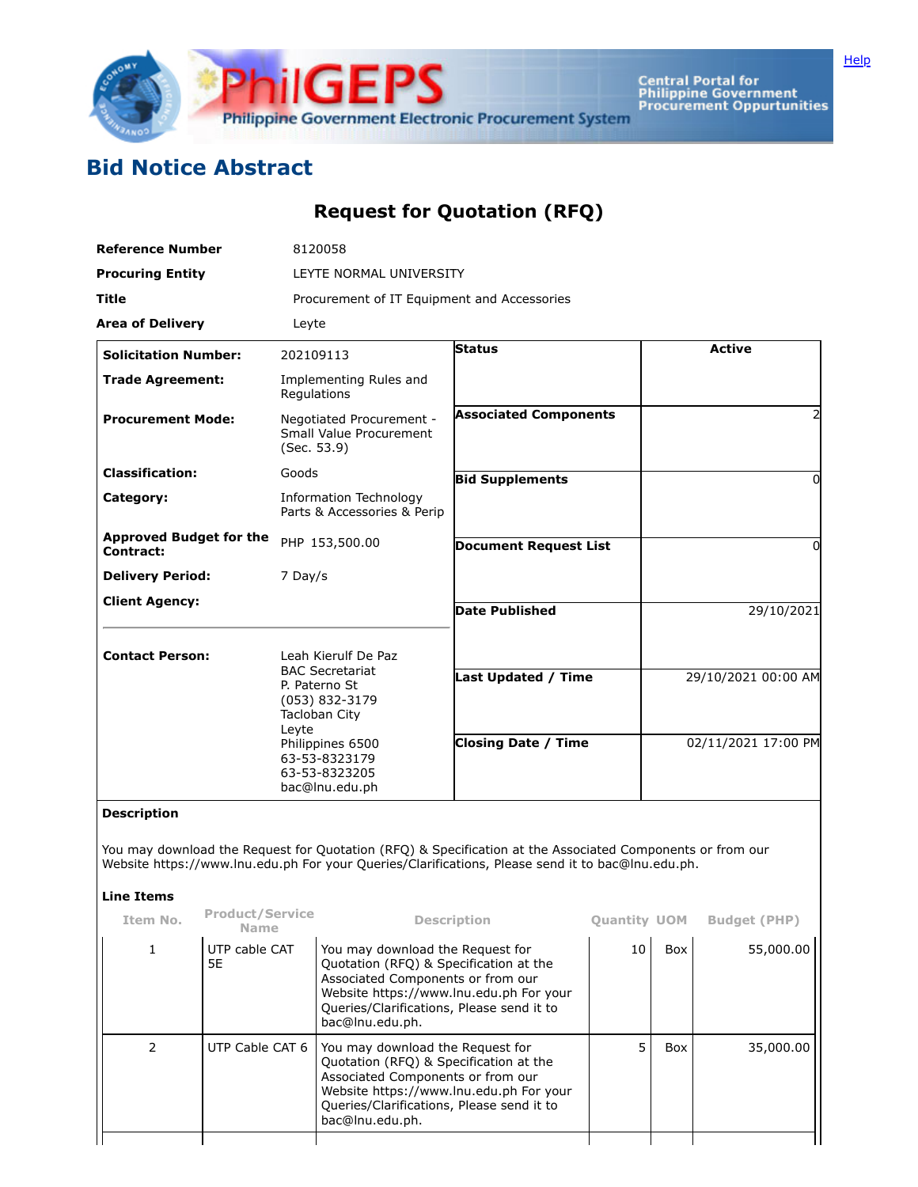## Bid Notice Abstract

### Request for Quotation (RFQ)

| | |
|---|---|
| **Reference Number** | 8120058 |
| **Procuring Entity** | LEYTE NORMAL UNIVERSITY |
| **Title** | Procurement of IT Equipment and Accessories |
| **Area of Delivery** | Leyte |

| | |
|---|---|
| **Solicitation Number:** | 202109113 |
| **Trade Agreement:** | Implementing Rules and Regulations |
| **Procurement Mode:** | Negotiated Procurement - Small Value Procurement (Sec. 53.9) |
| **Classification:** | Goods |
| **Category:** | Information Technology Parts & Accessories & Perip |
| **Approved Budget for the Contract:** | PHP 153,500.00 |
| **Delivery Period:** | 7 Day/s |
| **Client Agency:** | |
| **Contact Person:** | Leah Kierulf De Paz<br>BAC Secretariat<br>P. Paterno St<br>(053) 832-3179<br>Tacloban City<br>Leyte<br>Philippines 6500<br>63-53-8323179<br>63-53-8323205<br>bac@lnu.edu.ph |

| | |
|---|---|
| **Status** | Active |
| **Associated Components** | 2 |
| **Bid Supplements** | 0 |
| **Document Request List** | 0 |
| **Date Published** | 29/10/2021 |
| **Last Updated / Time** | 29/10/2021 00:00 AM |
| **Closing Date / Time** | 02/11/2021 17:00 PM |

**Description**

You may download the Request for Quotation (RFQ) & Specification at the Associated Components or from our Website https://www.lnu.edu.ph For your Queries/Clarifications, Please send it to bac@lnu.edu.ph.

**Line Items**

| Item No. | Product/Service Name | Description | Quantity | UOM | Budget (PHP) |
|---|---|---|---|---|---|
| 1 | UTP cable CAT 5E | You may download the Request for Quotation (RFQ) & Specification at the Associated Components or from our Website https://www.lnu.edu.ph For your Queries/Clarifications, Please send it to bac@lnu.edu.ph. | 10 | Box | 55,000.00 |
| 2 | UTP Cable CAT 6 | You may download the Request for Quotation (RFQ) & Specification at the Associated Components or from our Website https://www.lnu.edu.ph For your Queries/Clarifications, Please send it to bac@lnu.edu.ph. | 5 | Box | 35,000.00 |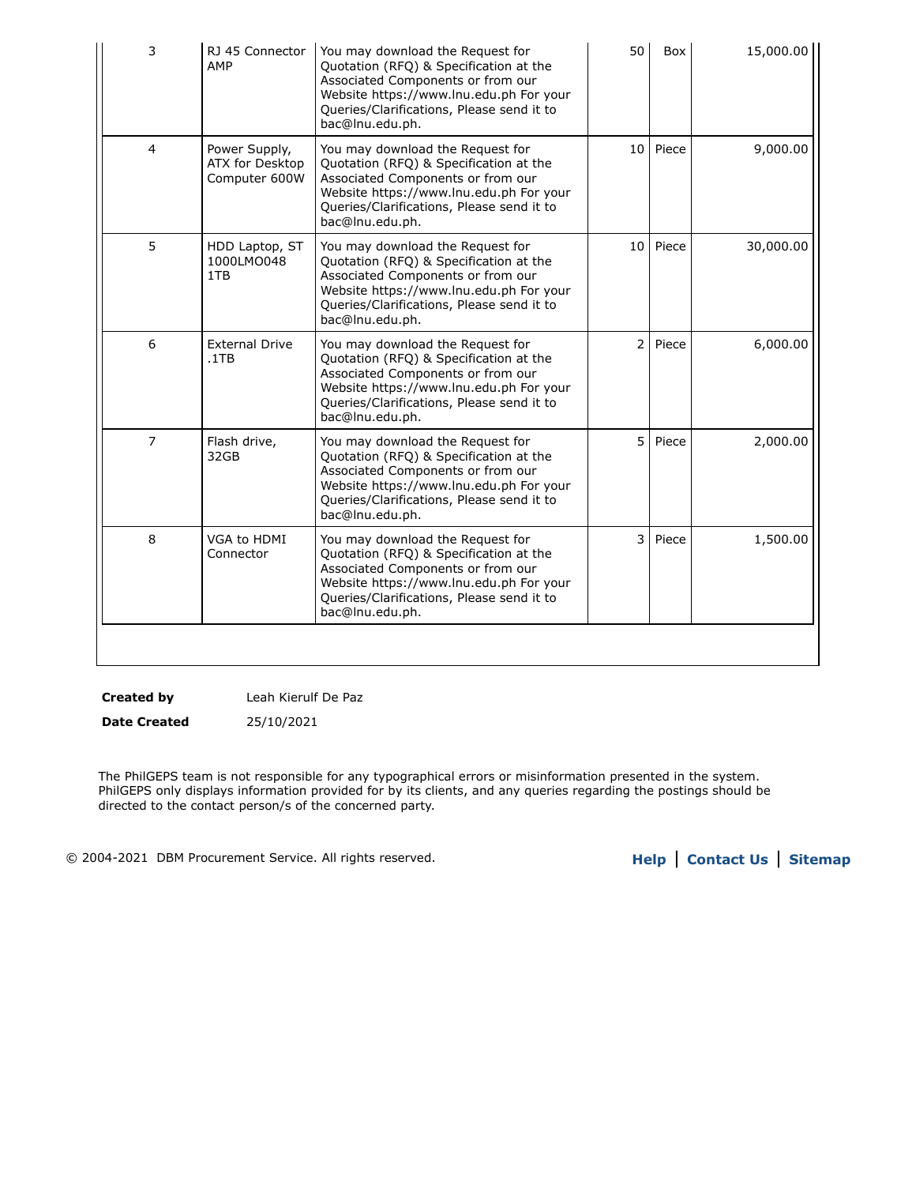| | | | | | |
|---|---|---|---|---|---|
| 3 | RJ 45 Connector AMP | You may download the Request for Quotation (RFQ) & Specification at the Associated Components or from our Website https://www.lnu.edu.ph For your Queries/Clarifications, Please send it to bac@lnu.edu.ph. | 50 | Box | 15,000.00 |
| 4 | Power Supply, ATX for Desktop Computer 600W | You may download the Request for Quotation (RFQ) & Specification at the Associated Components or from our Website https://www.lnu.edu.ph For your Queries/Clarifications, Please send it to bac@lnu.edu.ph. | 10 | Piece | 9,000.00 |
| 5 | HDD Laptop, ST 1000LMO048 1TB | You may download the Request for Quotation (RFQ) & Specification at the Associated Components or from our Website https://www.lnu.edu.ph For your Queries/Clarifications, Please send it to bac@lnu.edu.ph. | 10 | Piece | 30,000.00 |
| 6 | External Drive .1TB | You may download the Request for Quotation (RFQ) & Specification at the Associated Components or from our Website https://www.lnu.edu.ph For your Queries/Clarifications, Please send it to bac@lnu.edu.ph. | 2 | Piece | 6,000.00 |
| 7 | Flash drive, 32GB | You may download the Request for Quotation (RFQ) & Specification at the Associated Components or from our Website https://www.lnu.edu.ph For your Queries/Clarifications, Please send it to bac@lnu.edu.ph. | 5 | Piece | 2,000.00 |
| 8 | VGA to HDMI Connector | You may download the Request for Quotation (RFQ) & Specification at the Associated Components or from our Website https://www.lnu.edu.ph For your Queries/Clarifications, Please send it to bac@lnu.edu.ph. | 3 | Piece | 1,500.00 |

**Created by** Leah Kierulf De Paz

**Date Created** 25/10/2021

The PhilGEPS team is not responsible for any typographical errors or misinformation presented in the system. PhilGEPS only displays information provided for by its clients, and any queries regarding the postings should be directed to the contact person/s of the concerned party.

© 2004-2021 DBM Procurement Service. All rights reserved.

**Help** | **Contact Us** | **Sitemap**